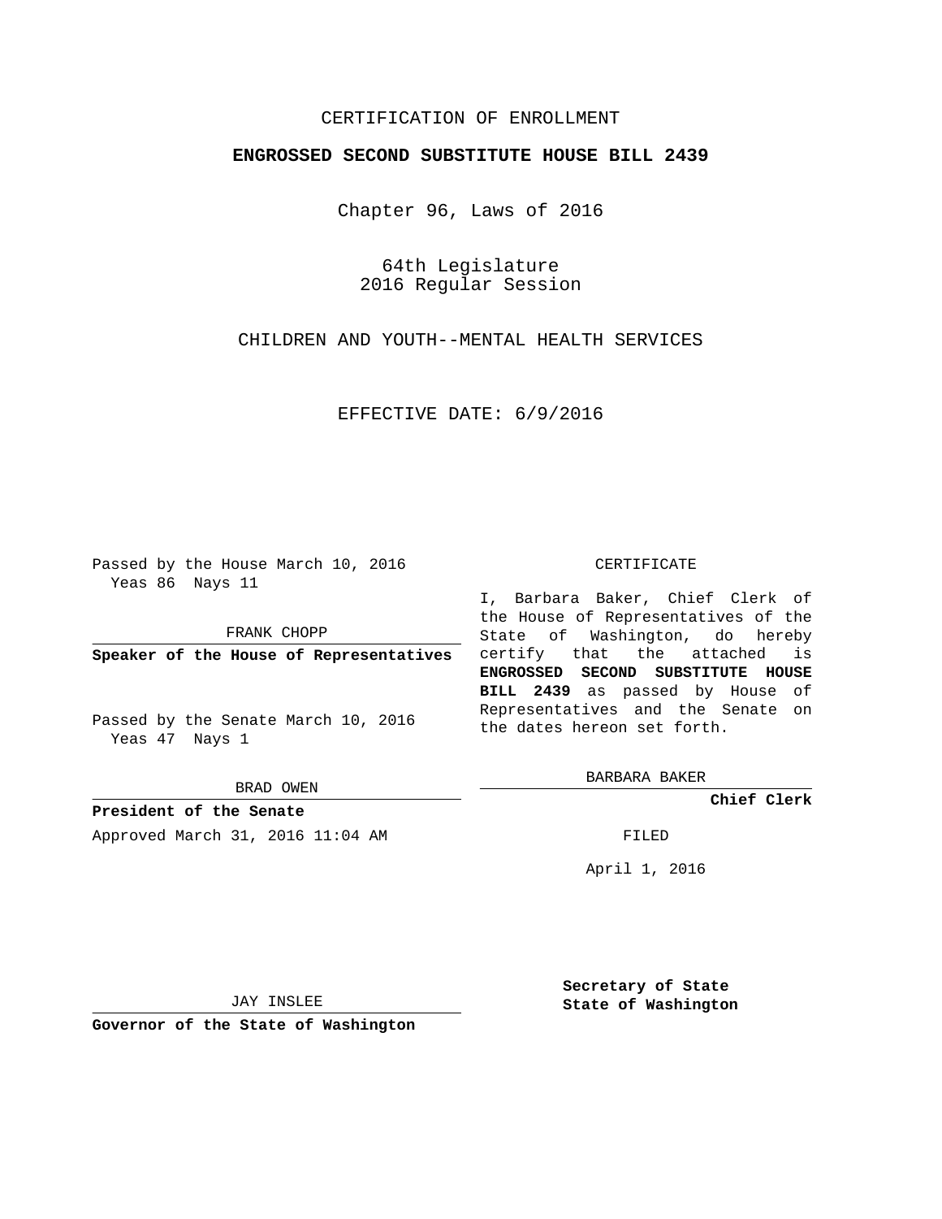CERTIFICATION OF ENROLLMENT

**ENGROSSED SECOND SUBSTITUTE HOUSE BILL 2439**

Chapter 96, Laws of 2016

64th Legislature
2016 Regular Session

CHILDREN AND YOUTH--MENTAL HEALTH SERVICES

EFFECTIVE DATE: 6/9/2016

Passed by the House March 10, 2016
Yeas 86 Nays 11

FRANK CHOPP

**Speaker of the House of Representatives**

Passed by the Senate March 10, 2016
Yeas 47 Nays 1

BRAD OWEN

**President of the Senate**

Approved March 31, 2016 11:04 AM

JAY INSLEE

**Governor of the State of Washington**

CERTIFICATE

I, Barbara Baker, Chief Clerk of the House of Representatives of the State of Washington, do hereby certify that the attached is **ENGROSSED SECOND SUBSTITUTE HOUSE BILL 2439** as passed by House of Representatives and the Senate on the dates hereon set forth.

BARBARA BAKER

**Chief Clerk**

FILED

April 1, 2016

**Secretary of State**
**State of Washington**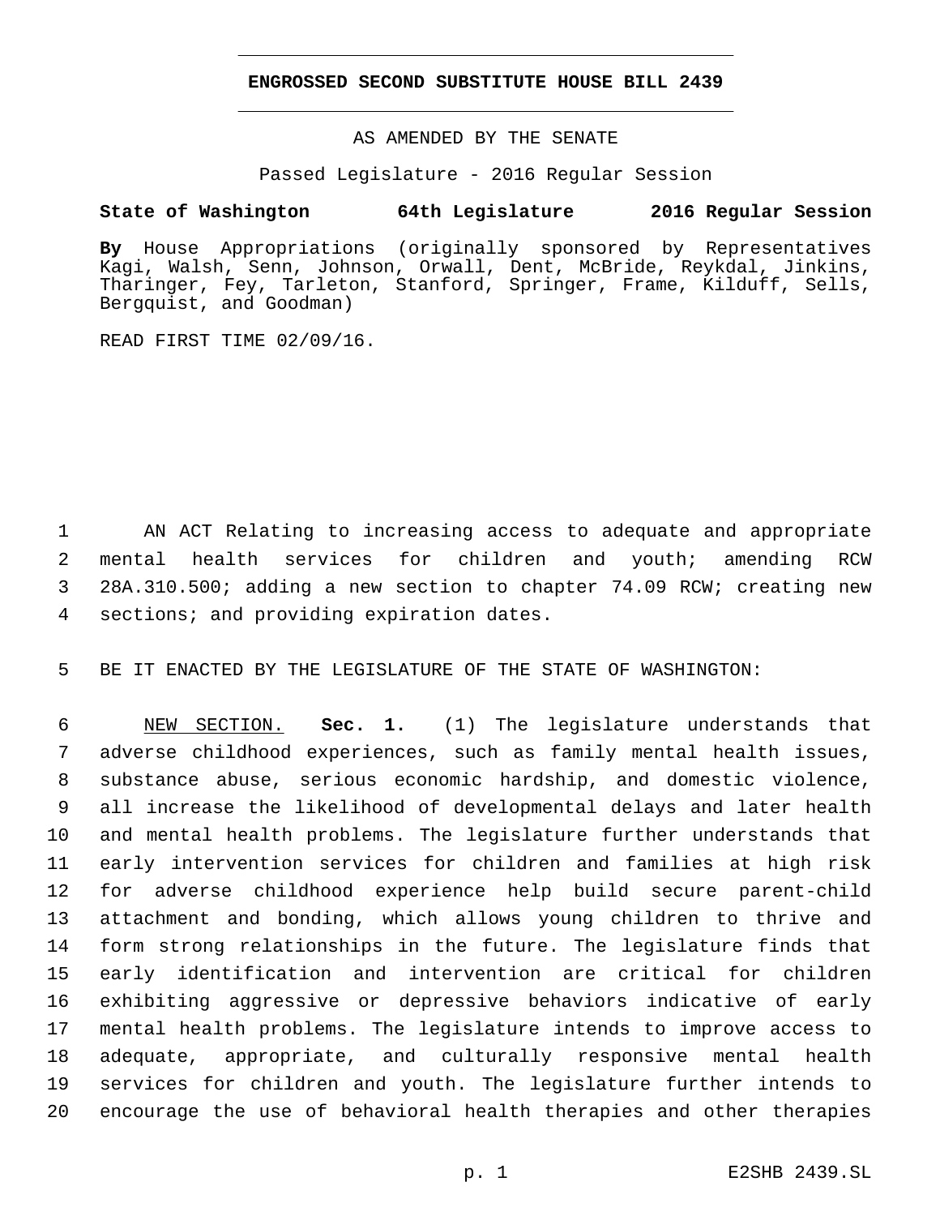# ENGROSSED SECOND SUBSTITUTE HOUSE BILL 2439

AS AMENDED BY THE SENATE

Passed Legislature - 2016 Regular Session

**State of Washington 64th Legislature 2016 Regular Session**

**By** House Appropriations (originally sponsored by Representatives Kagi, Walsh, Senn, Johnson, Orwall, Dent, McBride, Reykdal, Jinkins, Tharinger, Fey, Tarleton, Stanford, Springer, Frame, Kilduff, Sells, Bergquist, and Goodman)

READ FIRST TIME 02/09/16.

AN ACT Relating to increasing access to adequate and appropriate mental health services for children and youth; amending RCW 28A.310.500; adding a new section to chapter 74.09 RCW; creating new sections; and providing expiration dates.

BE IT ENACTED BY THE LEGISLATURE OF THE STATE OF WASHINGTON:

NEW SECTION. **Sec. 1.** (1) The legislature understands that adverse childhood experiences, such as family mental health issues, substance abuse, serious economic hardship, and domestic violence, all increase the likelihood of developmental delays and later health and mental health problems. The legislature further understands that early intervention services for children and families at high risk for adverse childhood experience help build secure parent-child attachment and bonding, which allows young children to thrive and form strong relationships in the future. The legislature finds that early identification and intervention are critical for children exhibiting aggressive or depressive behaviors indicative of early mental health problems. The legislature intends to improve access to adequate, appropriate, and culturally responsive mental health services for children and youth. The legislature further intends to encourage the use of behavioral health therapies and other therapies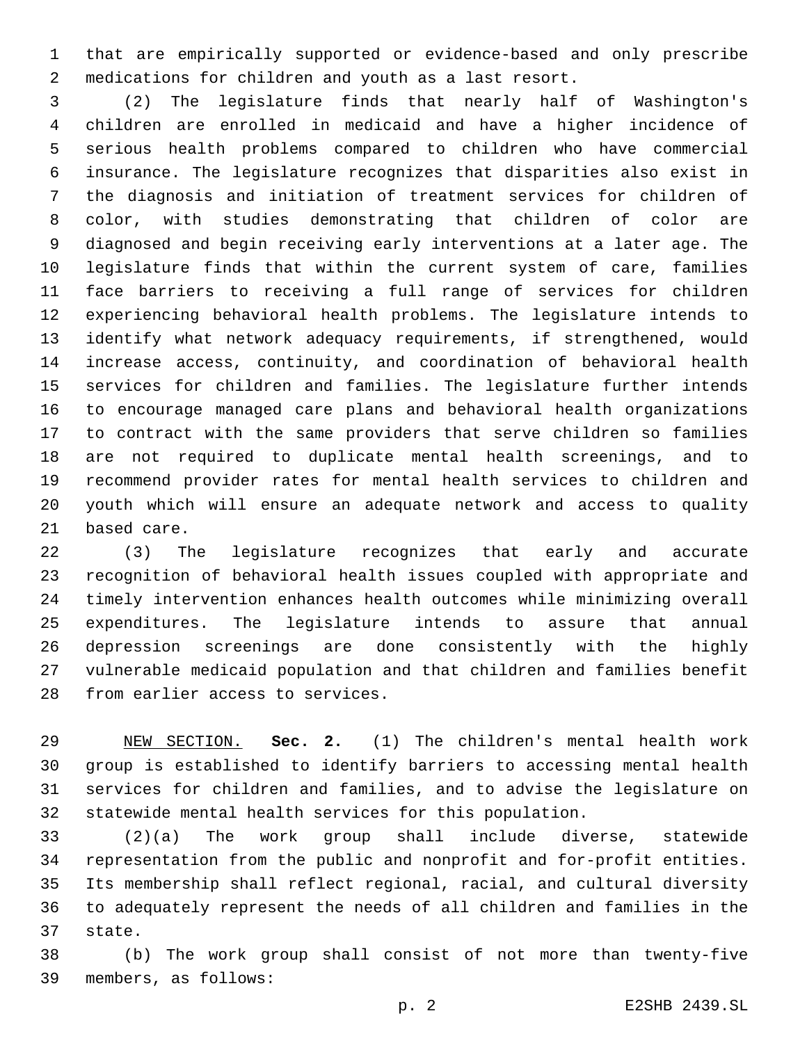that are empirically supported or evidence-based and only prescribe medications for children and youth as a last resort.

(2) The legislature finds that nearly half of Washington's children are enrolled in medicaid and have a higher incidence of serious health problems compared to children who have commercial insurance. The legislature recognizes that disparities also exist in the diagnosis and initiation of treatment services for children of color, with studies demonstrating that children of color are diagnosed and begin receiving early interventions at a later age. The legislature finds that within the current system of care, families face barriers to receiving a full range of services for children experiencing behavioral health problems. The legislature intends to identify what network adequacy requirements, if strengthened, would increase access, continuity, and coordination of behavioral health services for children and families. The legislature further intends to encourage managed care plans and behavioral health organizations to contract with the same providers that serve children so families are not required to duplicate mental health screenings, and to recommend provider rates for mental health services to children and youth which will ensure an adequate network and access to quality based care.

(3) The legislature recognizes that early and accurate recognition of behavioral health issues coupled with appropriate and timely intervention enhances health outcomes while minimizing overall expenditures. The legislature intends to assure that annual depression screenings are done consistently with the highly vulnerable medicaid population and that children and families benefit from earlier access to services.

NEW SECTION. **Sec. 2.** (1) The children's mental health work group is established to identify barriers to accessing mental health services for children and families, and to advise the legislature on statewide mental health services for this population.

(2)(a) The work group shall include diverse, statewide representation from the public and nonprofit and for-profit entities. Its membership shall reflect regional, racial, and cultural diversity to adequately represent the needs of all children and families in the state.

(b) The work group shall consist of not more than twenty-five members, as follows: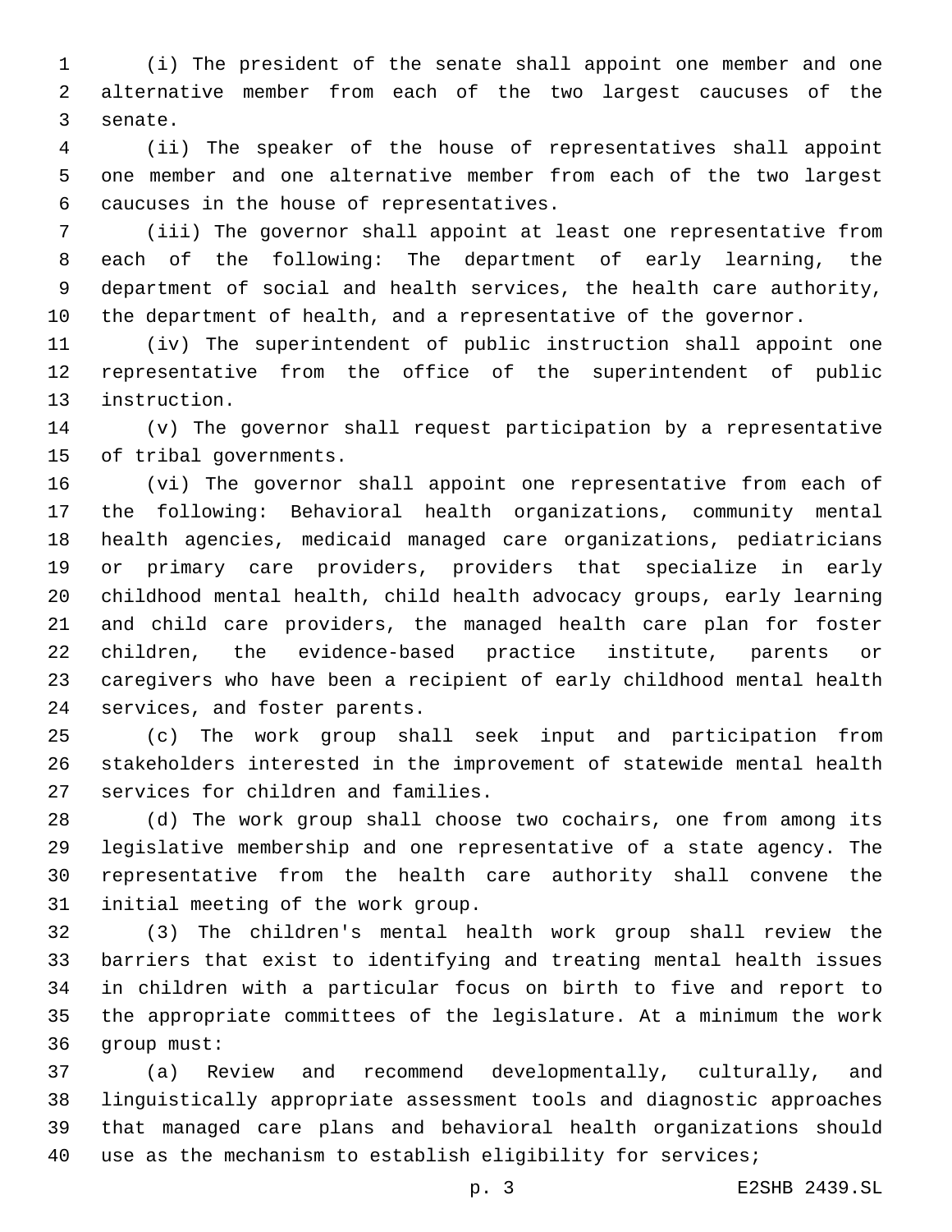(i) The president of the senate shall appoint one member and one alternative member from each of the two largest caucuses of the senate.

(ii) The speaker of the house of representatives shall appoint one member and one alternative member from each of the two largest caucuses in the house of representatives.

(iii) The governor shall appoint at least one representative from each of the following: The department of early learning, the department of social and health services, the health care authority, the department of health, and a representative of the governor.

(iv) The superintendent of public instruction shall appoint one representative from the office of the superintendent of public instruction.

(v) The governor shall request participation by a representative of tribal governments.

(vi) The governor shall appoint one representative from each of the following: Behavioral health organizations, community mental health agencies, medicaid managed care organizations, pediatricians or primary care providers, providers that specialize in early childhood mental health, child health advocacy groups, early learning and child care providers, the managed health care plan for foster children, the evidence-based practice institute, parents or caregivers who have been a recipient of early childhood mental health services, and foster parents.

(c) The work group shall seek input and participation from stakeholders interested in the improvement of statewide mental health services for children and families.

(d) The work group shall choose two cochairs, one from among its legislative membership and one representative of a state agency. The representative from the health care authority shall convene the initial meeting of the work group.

(3) The children's mental health work group shall review the barriers that exist to identifying and treating mental health issues in children with a particular focus on birth to five and report to the appropriate committees of the legislature. At a minimum the work group must:

(a) Review and recommend developmentally, culturally, and linguistically appropriate assessment tools and diagnostic approaches that managed care plans and behavioral health organizations should use as the mechanism to establish eligibility for services;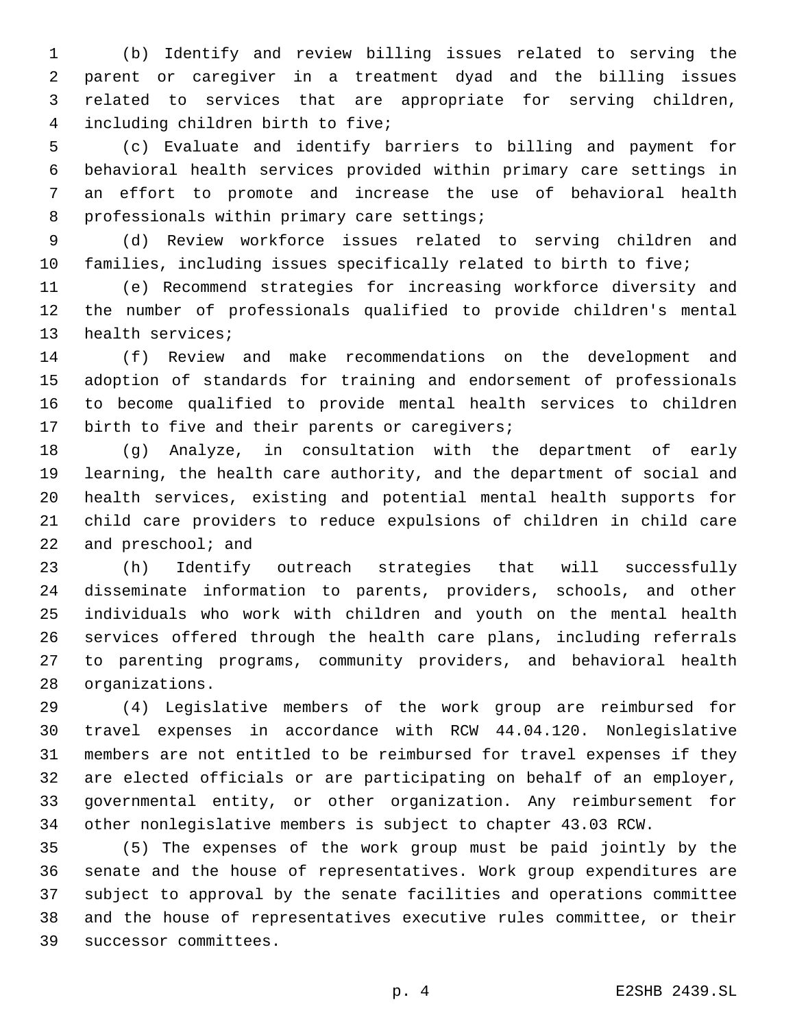(b) Identify and review billing issues related to serving the parent or caregiver in a treatment dyad and the billing issues related to services that are appropriate for serving children, including children birth to five;

(c) Evaluate and identify barriers to billing and payment for behavioral health services provided within primary care settings in an effort to promote and increase the use of behavioral health professionals within primary care settings;

(d) Review workforce issues related to serving children and families, including issues specifically related to birth to five;

(e) Recommend strategies for increasing workforce diversity and the number of professionals qualified to provide children's mental health services;

(f) Review and make recommendations on the development and adoption of standards for training and endorsement of professionals to become qualified to provide mental health services to children birth to five and their parents or caregivers;

(g) Analyze, in consultation with the department of early learning, the health care authority, and the department of social and health services, existing and potential mental health supports for child care providers to reduce expulsions of children in child care and preschool; and

(h) Identify outreach strategies that will successfully disseminate information to parents, providers, schools, and other individuals who work with children and youth on the mental health services offered through the health care plans, including referrals to parenting programs, community providers, and behavioral health organizations.

(4) Legislative members of the work group are reimbursed for travel expenses in accordance with RCW 44.04.120. Nonlegislative members are not entitled to be reimbursed for travel expenses if they are elected officials or are participating on behalf of an employer, governmental entity, or other organization. Any reimbursement for other nonlegislative members is subject to chapter 43.03 RCW.

(5) The expenses of the work group must be paid jointly by the senate and the house of representatives. Work group expenditures are subject to approval by the senate facilities and operations committee and the house of representatives executive rules committee, or their successor committees.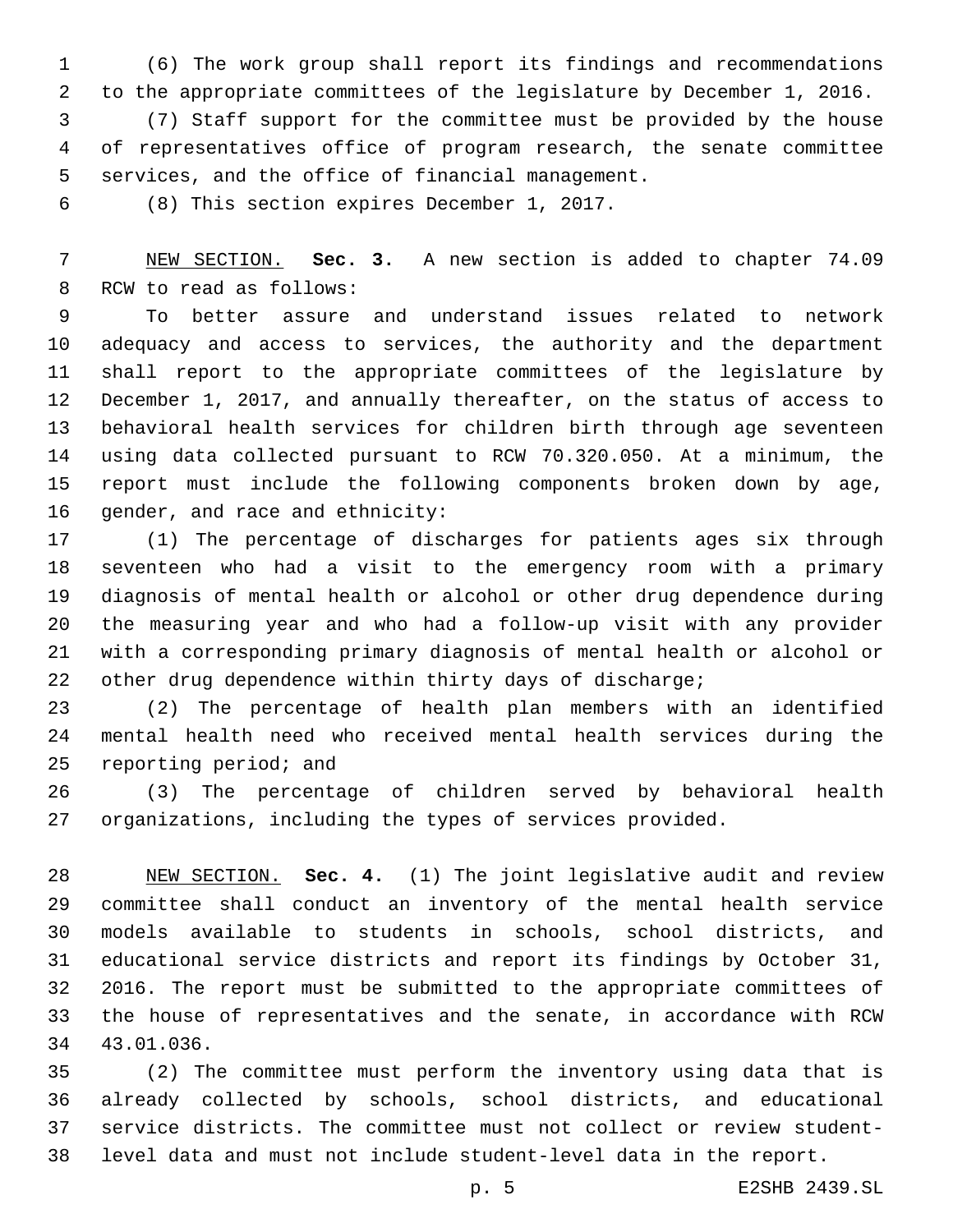(6) The work group shall report its findings and recommendations to the appropriate committees of the legislature by December 1, 2016.

(7) Staff support for the committee must be provided by the house of representatives office of program research, the senate committee services, and the office of financial management.

(8) This section expires December 1, 2017.

NEW SECTION. **Sec. 3.** A new section is added to chapter 74.09 RCW to read as follows:

To better assure and understand issues related to network adequacy and access to services, the authority and the department shall report to the appropriate committees of the legislature by December 1, 2017, and annually thereafter, on the status of access to behavioral health services for children birth through age seventeen using data collected pursuant to RCW 70.320.050. At a minimum, the report must include the following components broken down by age, gender, and race and ethnicity:

(1) The percentage of discharges for patients ages six through seventeen who had a visit to the emergency room with a primary diagnosis of mental health or alcohol or other drug dependence during the measuring year and who had a follow-up visit with any provider with a corresponding primary diagnosis of mental health or alcohol or other drug dependence within thirty days of discharge;

(2) The percentage of health plan members with an identified mental health need who received mental health services during the reporting period; and

(3) The percentage of children served by behavioral health organizations, including the types of services provided.

NEW SECTION. **Sec. 4.** (1) The joint legislative audit and review committee shall conduct an inventory of the mental health service models available to students in schools, school districts, and educational service districts and report its findings by October 31, 2016. The report must be submitted to the appropriate committees of the house of representatives and the senate, in accordance with RCW 43.01.036.

(2) The committee must perform the inventory using data that is already collected by schools, school districts, and educational service districts. The committee must not collect or review student-level data and must not include student-level data in the report.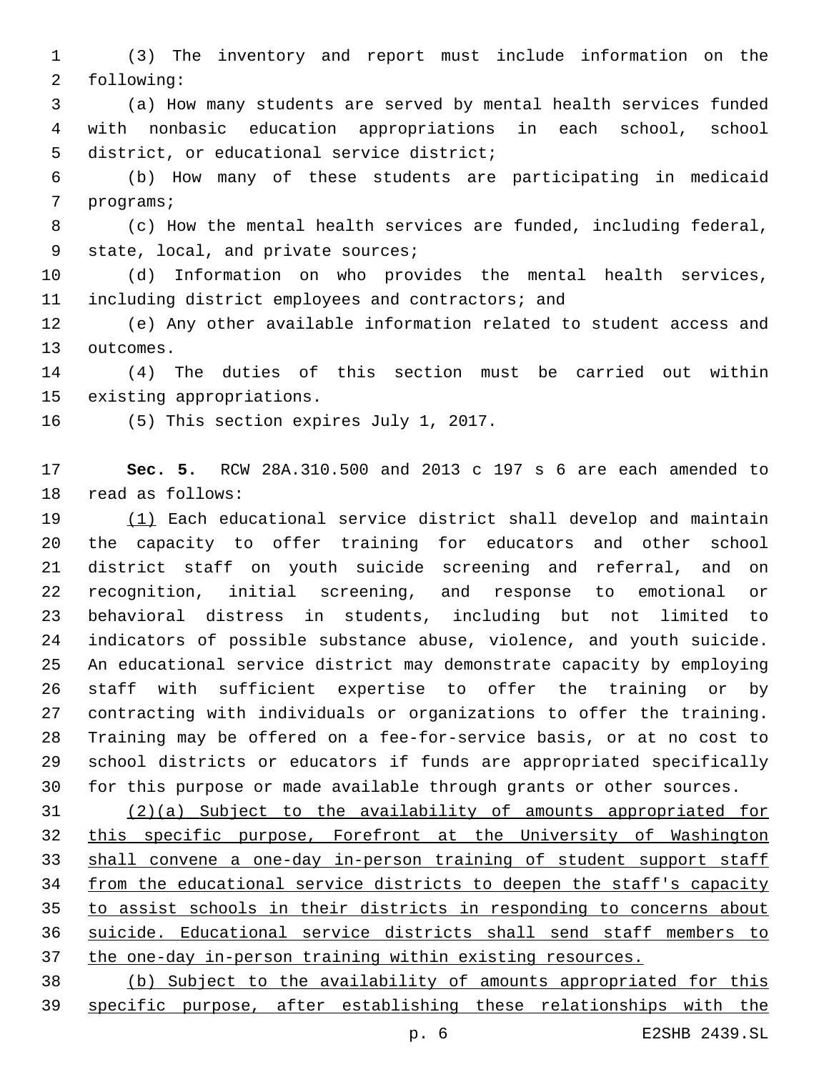(3) The inventory and report must include information on the following:

(a) How many students are served by mental health services funded with nonbasic education appropriations in each school, school district, or educational service district;

(b) How many of these students are participating in medicaid programs;

(c) How the mental health services are funded, including federal, state, local, and private sources;

(d) Information on who provides the mental health services, including district employees and contractors; and

(e) Any other available information related to student access and outcomes.

(4) The duties of this section must be carried out within existing appropriations.

(5) This section expires July 1, 2017.

**Sec. 5.** RCW 28A.310.500 and 2013 c 197 s 6 are each amended to read as follows:

<u>(1)</u> Each educational service district shall develop and maintain the capacity to offer training for educators and other school district staff on youth suicide screening and referral, and on recognition, initial screening, and response to emotional or behavioral distress in students, including but not limited to indicators of possible substance abuse, violence, and youth suicide. An educational service district may demonstrate capacity by employing staff with sufficient expertise to offer the training or by contracting with individuals or organizations to offer the training. Training may be offered on a fee-for-service basis, or at no cost to school districts or educators if funds are appropriated specifically for this purpose or made available through grants or other sources.

<u>(2)(a) Subject to the availability of amounts appropriated for this specific purpose, Forefront at the University of Washington shall convene a one-day in-person training of student support staff from the educational service districts to deepen the staff's capacity to assist schools in their districts in responding to concerns about suicide. Educational service districts shall send staff members to the one-day in-person training within existing resources.</u>

<u>(b) Subject to the availability of amounts appropriated for this specific purpose, after establishing these relationships with the</u>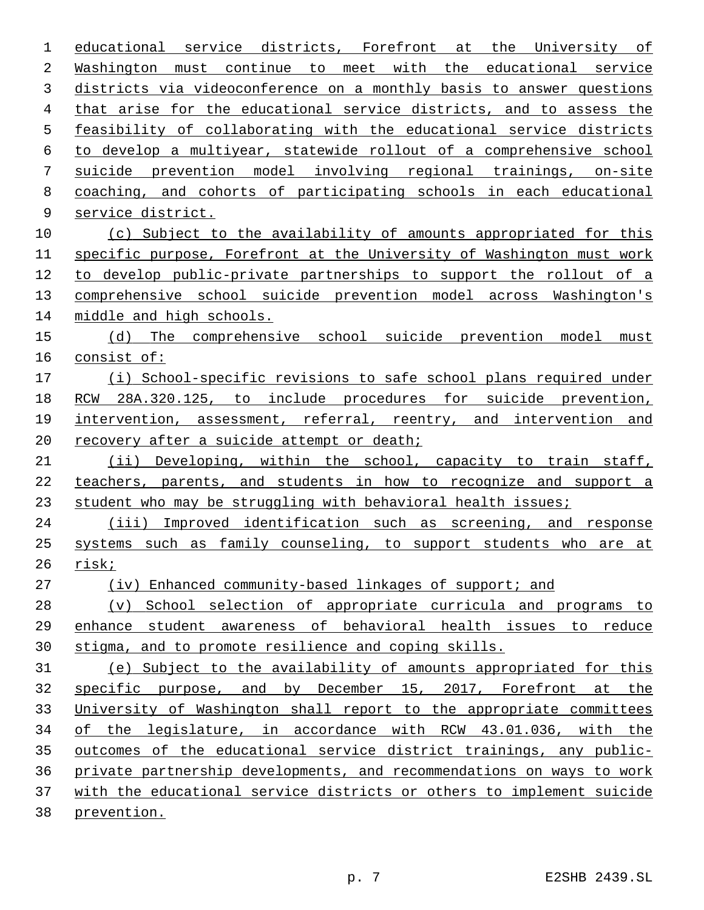educational service districts, Forefront at the University of Washington must continue to meet with the educational service districts via videoconference on a monthly basis to answer questions that arise for the educational service districts, and to assess the feasibility of collaborating with the educational service districts to develop a multiyear, statewide rollout of a comprehensive school suicide prevention model involving regional trainings, on-site coaching, and cohorts of participating schools in each educational service district.

(c) Subject to the availability of amounts appropriated for this specific purpose, Forefront at the University of Washington must work to develop public-private partnerships to support the rollout of a comprehensive school suicide prevention model across Washington's middle and high schools.

(d) The comprehensive school suicide prevention model must consist of:

(i) School-specific revisions to safe school plans required under RCW 28A.320.125, to include procedures for suicide prevention, intervention, assessment, referral, reentry, and intervention and recovery after a suicide attempt or death;

(ii) Developing, within the school, capacity to train staff, teachers, parents, and students in how to recognize and support a student who may be struggling with behavioral health issues;

(iii) Improved identification such as screening, and response systems such as family counseling, to support students who are at risk;

(iv) Enhanced community-based linkages of support; and

(v) School selection of appropriate curricula and programs to enhance student awareness of behavioral health issues to reduce stigma, and to promote resilience and coping skills.

(e) Subject to the availability of amounts appropriated for this specific purpose, and by December 15, 2017, Forefront at the University of Washington shall report to the appropriate committees of the legislature, in accordance with RCW 43.01.036, with the outcomes of the educational service district trainings, any public-private partnership developments, and recommendations on ways to work with the educational service districts or others to implement suicide prevention.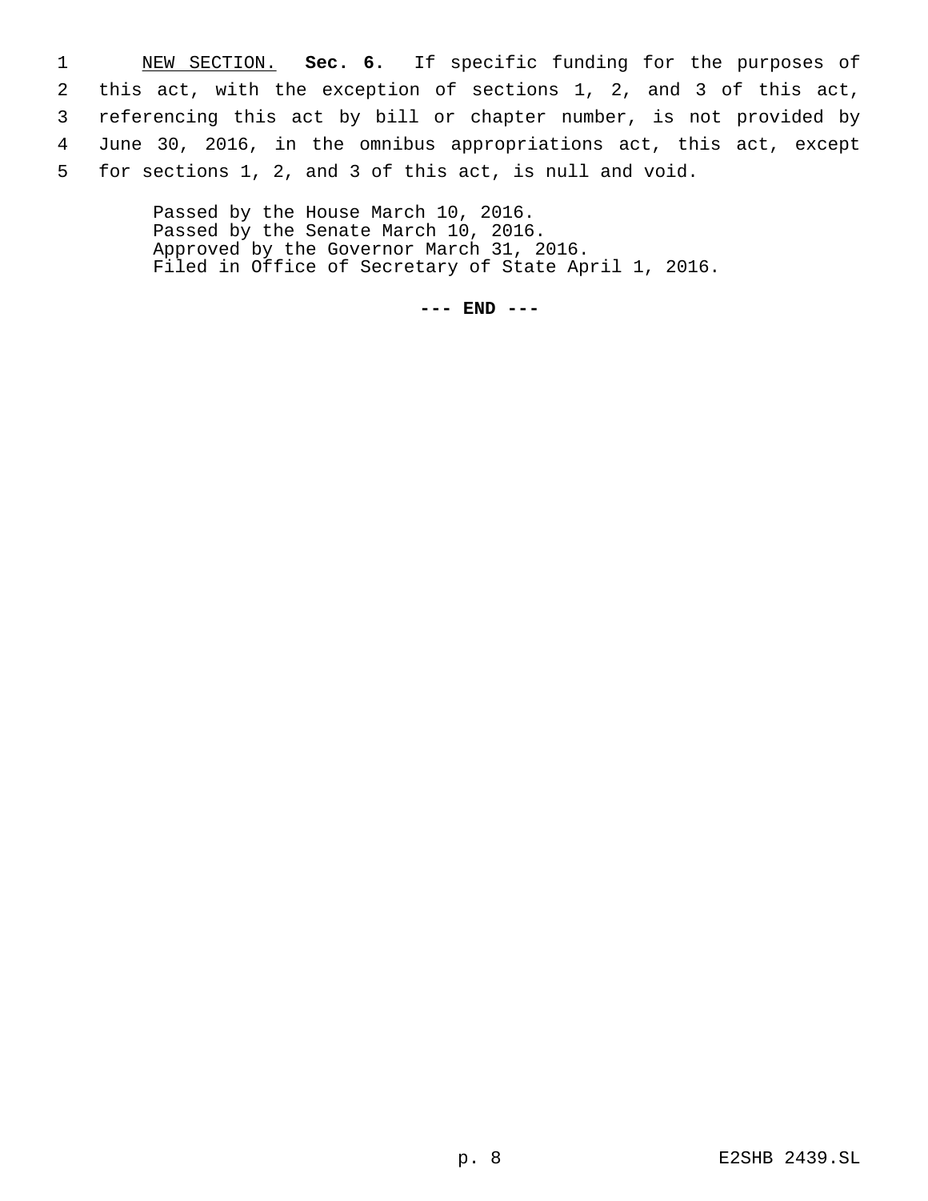NEW SECTION. **Sec. 6.** If specific funding for the purposes of this act, with the exception of sections 1, 2, and 3 of this act, referencing this act by bill or chapter number, is not provided by June 30, 2016, in the omnibus appropriations act, this act, except for sections 1, 2, and 3 of this act, is null and void.

Passed by the House March 10, 2016.
Passed by the Senate March 10, 2016.
Approved by the Governor March 31, 2016.
Filed in Office of Secretary of State April 1, 2016.

**--- END ---**